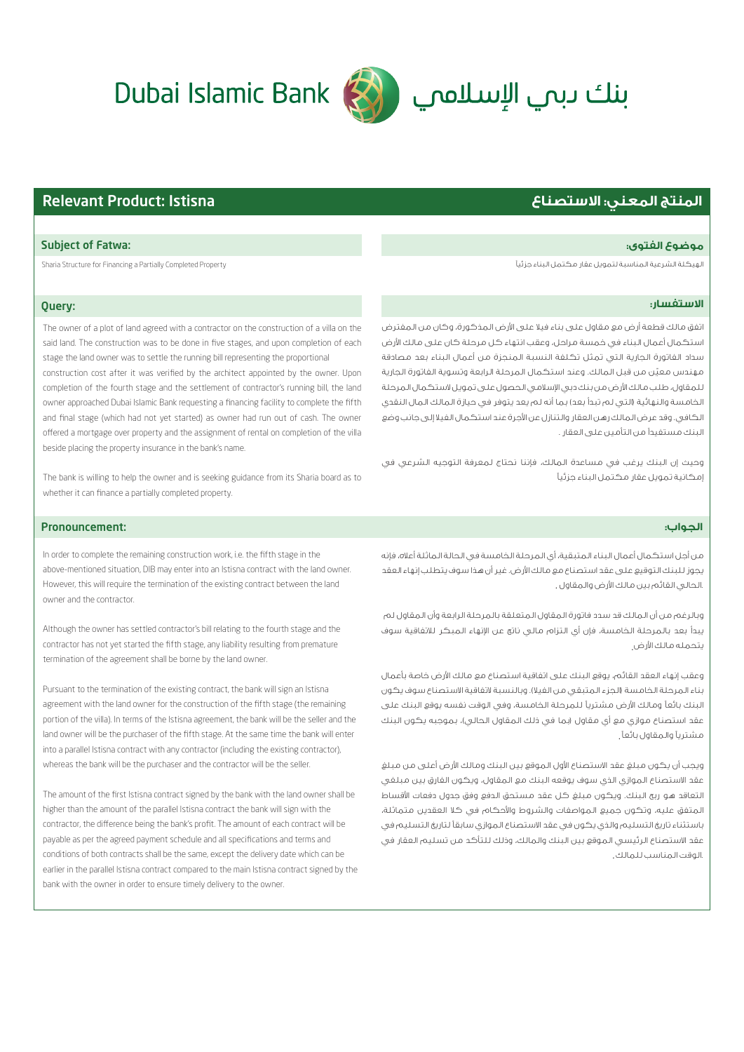Dubai Islamic Bank بنك دبي الإسلامي

## Relevant Product: Istisna

### Subject of Fatwa:

Sharia Structure for Financing a Partially Completed Property

### Query:

The owner of a plot of land agreed with a contractor on the construction of a villa on the said land. The construction was to be done in five stages, and upon completion of each stage the land owner was to settle the running bill representing the proportional construction cost after it was verified by the architect appointed by the owner. Upon completion of the fourth stage and the settlement of contractor's running bill, the land owner approached Dubai Islamic Bank requesting a financing facility to complete the fifth and final stage (which had not yet started) as owner had run out of cash. The owner offered a mortgage over property and the assignment of rental on completion of the villa beside placing the property insurance in the bank's name.

The bank is willing to help the owner and is seeking guidance from its Sharia board as to whether it can finance a partially completed property.

### Pronouncement:

In order to complete the remaining construction work, i.e. the fifth stage in the above-mentioned situation, DIB may enter into an Istisna contract with the land owner. However, this will require the termination of the existing contract between the land owner and the contractor.

Although the owner has settled contractor's bill relating to the fourth stage and the contractor has not yet started the fifth stage, any liability resulting from premature termination of the agreement shall be borne by the land owner.

Pursuant to the termination of the existing contract, the bank will sign an Istisna agreement with the land owner for the construction of the fifth stage (the remaining portion of the villa). In terms of the Istisna agreement, the bank will be the seller and the land owner will be the purchaser of the fifth stage. At the same time the bank will enter into a parallel Istisna contract with any contractor (including the existing contractor), whereas the bank will be the purchaser and the contractor will be the seller.

The amount of the first Istisna contract signed by the bank with the land owner shall be higher than the amount of the parallel Istisna contract the bank will sign with the contractor, the difference being the bank's profit. The amount of each contract will be payable as per the agreed payment schedule and all specifications and terms and conditions of both contracts shall be the same, except the delivery date which can be earlier in the parallel Istisna contract compared to the main Istisna contract signed by the bank with the owner in order to ensure timely delivery to the owner.

## المنتج المعني: الاستصناع

### موضوع الفتوى:

الهيكلة الشرعية المناسبة لتمويل عقار مكتمل البناء جزئياً

### الاستفسار:

اتفق مالك قطعة أرض مع مقاول على بناء فيلا على الأرض المذكورة، وكان من المفترض استكمال أعمال البناء في خمسة مراحل، وعقب انتهاء كل مرحلة كان على مالك الأرض سداد الفاتورة الجارية التي تمثل تكلفة النسبة المنجزة من أعمال البناء بعد مصادقة مهندس معيّن من قبل المالك. وعند استكمال المرحلة الرابعة وتسوية الفاتورة الجارية للمقاول، طلب مالك الأرض من بنك دبي الإسلامي الحصول على تمويل لاستكمال المرحلة الخامسة والنهائية (التي لم تبدأ بعد) بما أنه لم يعد يتوفر في حيازة المالك المال النقدي الكافي. وقد عرض المالك رهن العقار والتنازل عن الأجرة عند استكمال الفيلا إلى جانب وضع البنك مستفيداً من التأمين على العقار.

وحيث إن البنك يرغب في مساعدة المالك، فإننا نحتاج لمعرفة التوجيه الشرعي في إمكانية تمويل عقار مكتمل البناء جزئياً

### الجواب:

من أجل استكمال أعمال البناء المتبقية، أي المرحلة الخامسة في الحالة الماثلة أعلاه، فإنه يجوز للبنك التوقيع على عقد استصناع مع مالك الأرض. غير أن هذا سوف يتطلب إنهاء العقد الحالي القائم بين مالك الأرض والمقاول.

وبالرغم من أن المالك قد سدد فاتورة المقاول المتعلقة بالمرحلة الرابعة وأن المقاول لم يبدأ بعد بالمرحلة الخامسة، فإن أي التزام مالي ناتج عن الإنهاء المبكر للاتفاقية سوف يتحمله مالك الأرض.

وعقب إنهاء العقد القائم، يوقع البنك على اتفاقية استصناع مع مالك الأرض خاصة بأعمال بناء المرحلة الخامسة (الجزء المتبقي من الفيلا). وبالنسبة لاتفاقية الاستصناع سوف يكون البنك بائعاً ومالك الأرض مشترياً للمرحلة الخامسة، وفي الوقت نفسه يوقع البنك على عقد استصناع موازي مع أي مقاول (بما في ذلك المقاول الحالي)، بموجبه يكون البنك مشترياً والمقاول بائعاً.

ويجب أن يكون مبلغ عقد الاستصناع الأول الموقع بين البنك ومالك الأرض أعلى من مبلغ عقد الاستصناع الموازي الذي سوف يوقعه البنك مع المقاول، ويكون الفارق بين مبلغي التعاقد هو ربح البنك. ويكون مبلغ كل عقد مستحق الدفع وفق جدول دفعات الأقساط المتفق عليه، وتكون جميع المواصفات والشروط والأحكام في كلا العقدين متماثلة، باستثناء تاريخ التسليم والذي يكون في عقد الاستصناع الموازي سابقاً لتاريخ التسليم في عقد الاستصناع الرئيسي الموقع بين البنك والمالك، وذلك للتأكد من تسليم العقار في الوقت المناسب للمالك.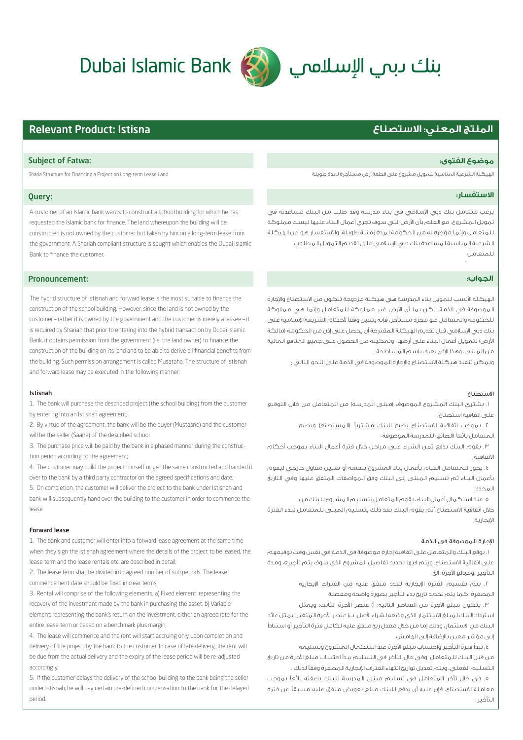# Dubai Islamic Bank بنك دبي الإسلامي

## Relevant Product: Istisna

## المنتج المعني: الاستصناع

### Subject of Fatwa:

Sharia Structure for Financing a Project on Long-term Lease Land

### Query:

A customer of an Islamic bank wants to construct a school building for which he has requested the Islamic bank for finance. The land whereupon the building will be constructed is not owned by the customer but taken by him on a long-term lease from the government. A Shariah compliant structure is sought which enables the Dubai Islamic Bank to finance the customer.

### Pronouncement:

The hybrid structure of Istisnah and forward lease is the most suitable to finance the construction of the school building. However, since the land is not owned by the customer – rather it is owned by the government and the customer is merely a lessee – it is required by Shariah that prior to entering into the hybrid transaction by Dubai Islamic Bank, it obtains permission from the government (i.e. the land owner) to finance the construction of the building on its land and to be able to derive all financial benefits from the building. Such permission arrangement is called Musataha. The structure of Istisnah and forward lease may be executed in the following manner:

**Istisnah**

1. The bank will purchase the described project (the school building) from the customer by entering into an Istisnah agreement;
2. By virtue of the agreement, the bank will be the buyer (Mustasne) and the customer will be the seller (Saane) of the described school
3. The purchase price will be paid by the bank in a phased manner during the construction period according to the agreement;
4. The customer may build the project himself or get the same constructed and handed it over to the bank by a third party contractor on the agreed specifications and date;
5. On completion, the customer will deliver the project to the bank under Istisnah and bank will subsequently hand over the building to the customer in order to commence the lease.

**Forward lease**

1. The bank and customer will enter into a forward lease agreement at the same time when they sign the Istisnah agreement where the details of the project to be leased, the lease term and the lease rentals etc. are described in detail;
2. The lease term shall be divided into agreed number of sub periods. The lease commencement date should be fixed in clear terms;
3. Rental will comprise of the following elements; a) Fixed element: representing the recovery of the investment made by the bank in purchasing the asset. b) Variable element: representing the bank's return on the investment, either an agreed rate for the entire lease term or based on a benchmark plus margin;
4. The lease will commence and the rent will start accruing only upon completion and delivery of the project by the bank to the customer. In case of late delivery, the rent will be due from the actual delivery and the expiry of the lease period will be re-adjusted accordingly;
5. If the customer delays the delivery of the school building to the bank being the seller under Istisnah, he will pay certain pre-defined compensation to the bank for the delayed period.

### موضوع الفتوى:

الهيكلة الشرعية المناسبة لتمويل مشروع على قطعة أرض مستأجرة لمدة طويلة

### الاستفسار:

يرغب متعامل بنك دبي الإسلامي في بناء مدرسة وقد طلب من البنك مساعدته في تمويل المشروع، مع العلم بأن الأرض التي سوف تجرى أعمال البناء عليها ليست مملوكة للمتعامل وإنما مؤجرة له من الحكومة لمدة زمنية طويلة. والاستفسار هو عن الهيكلة الشرعية المناسبة لمساعدة بنك دبي الإسلامي على تقديم التمويل المطلوب للمتعامل.

### الجواب:

الهيكلة الأنسب لتمويل بناء المدرسة هي هيكلة مزدوجة تتكون من الاستصناع والإجارة الموصوفة في الذمة. لكن بما أن الأرض غير مملوكة للمتعامل وإنما هي مملوكة للحكومة والمتعامل هو مجرد مستأجر، فإنه يتعين وفقاً لأحكام الشريعة الإسلامية على بنك دبي الإسلامي قبل تقديم الهيكلة المقترحة أن يحصل على إذن من الحكومة (مالكة الأرض) لتمويل أعمال البناء على أرضها، وتمكينه من الحصول على جميع المنافع المالية من المبنى، وهذا الإذن يعرف باسم المساطحة.

ويمكن تنفيذ هيكلة الاستصناع والإجارة الموصوفة في الذمة على النحو التالي:

**الاستصناع**

١. يشتري البنك المشروع الموصوف (مبنى المدرسة) من المتعامل من خلال التوقيع على اتفاقية استصناع.

٢. بموجب اتفاقية الاستصناع يصبح البنك مشترياً (المستصنع) ويصبح المتعامل بائعاً (الصانع) للمدرسة الموصوفة.

٣. يقوم البنك بدفع ثمن الشراء على مراحل خلال فترة أعمال البناء بموجب أحكام الاتفاقية.

٤. يجوز للمتعامل القيام بأعمال بناء المشروع بنفسه أو تعيين مقاول خارجي ليقوم بأعمال البناء ثم تسليم المبنى إلى البنك وفق المواصفات المتفق عليها وفي التاريخ المحدد.

٥. عند استكمال أعمال البناء، يقوم المتعامل بتسليم المشروع للبنك من خلال اتفاقية الاستصناع، ثم يقوم البنك بعد ذلك بتسليم المبنى للمتعامل لبدء الفترة الإيجارية.

**الإجارة الموصوفة في الذمة**

١. يوقع البنك والمتعامل على اتفاقية إجارة موصوفة في الذمة في نفس وقت توقيعهم على اتفاقية الاستصناع، ويتم فيها تحديد تفاصيل المشروع الذي سوف يتم تأجيره، ومدة التأجير، ومبالغ الأجرة، الخ.

٢. يتم تقسيم الفترة الإيجارية لعدد متفق عليه من الفترات الإيجارية المصغرة، كما يتم تحديد تاريخ بدء التأجير بصورة واضحة ومفصلة.

٣. يتكون مبلغ الأجرة من العناصر التالية: أ) عنصر الأجرة الثابت: ويمثل استرداد البنك لمبلغ الاستثمار الذي وضعه لشراء الأصل، ب) عنصر الأجرة المتغير: يمثل عائد البنك من الاستثمار، وذلك إما من خلال معدل ربح متفق عليه لكامل فترة التأجير أو استناداً إلى مؤشر معين بالإضافة إلى الهامش.

٤. تبدأ فترة التأجير واحتساب مبلغ الأجرة عند استكمال المشروع وتسليمه من قبل البنك للمتعامل. وفي حال التأخر في التسليم يبدأ احتساب مبلغ الأجرة من تاريخ التسليم الفعلي، ويتم تعديل تواريخ انتهاء الفترات الإيجارية المصغرة وفقاً لذلك.

٥. في حال تأخر المتعامل في تسليم مبنى المدرسة للبنك بصفته بائعاً بموجب معاملة الاستصناع، فإن عليه أن يدفع للبنك مبلغ تعويض متفق عليه مسبقاً عن فترة التأخير.